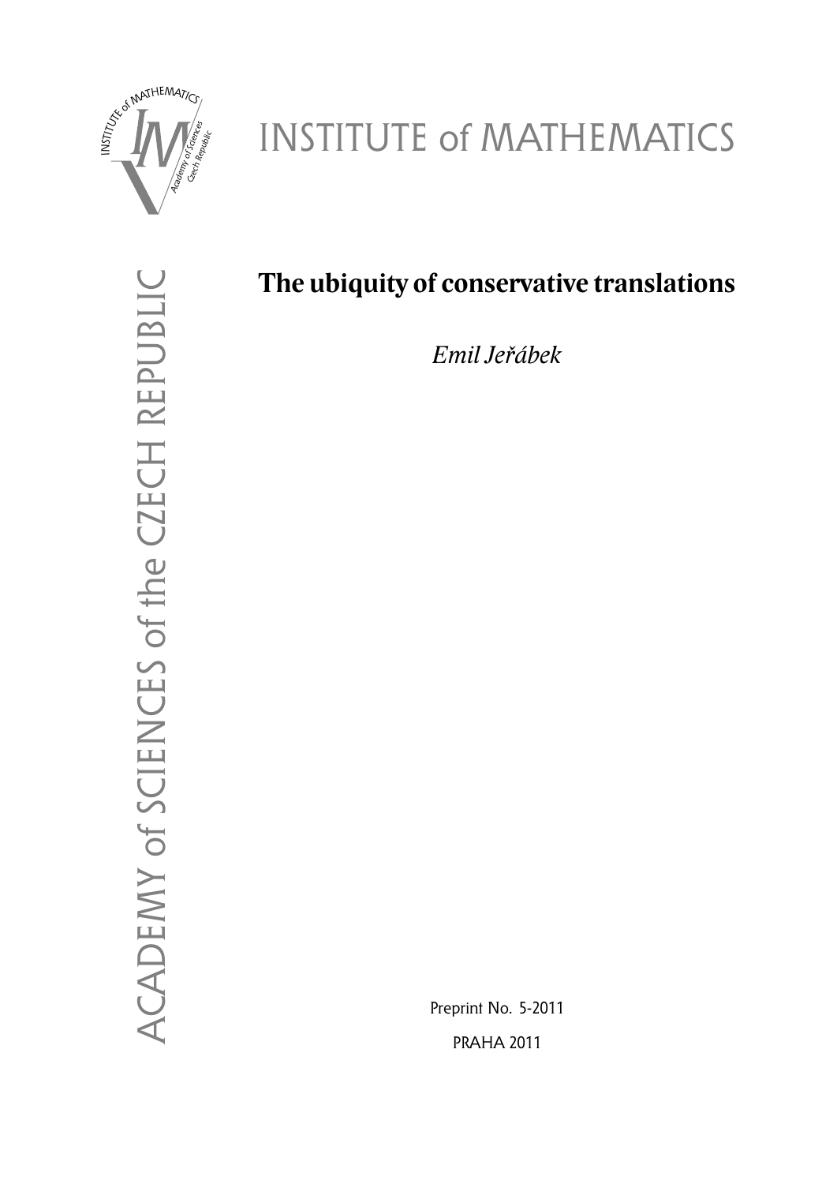INSTITUTE of MATHEMATICS

ACADEMY of SCIENCES of the CZECH REPUBLIC

# The ubiquity of conservative translations

*Emil Jeřábek*

Preprint No. 5-2011

PRAHA 2011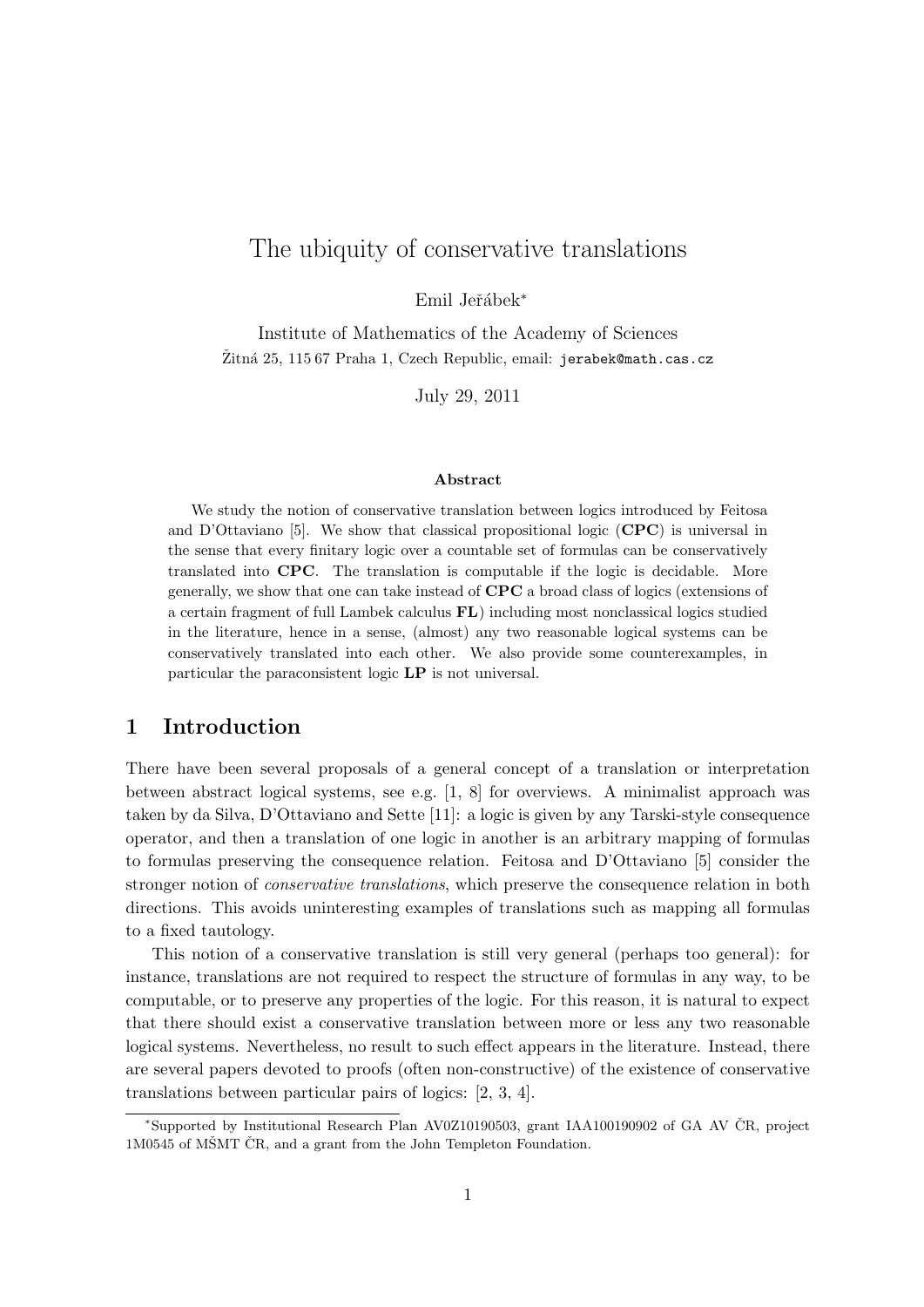# The ubiquity of conservative translations

Emil Jeřábek*

Institute of Mathematics of the Academy of Sciences  
Žitná 25, 115 67 Praha 1, Czech Republic, email: `jerabek@math.cas.cz`

July 29, 2011

#### Abstract

We study the notion of conservative translation between logics introduced by Feitosa and D'Ottaviano [5]. We show that classical propositional logic (**CPC**) is universal in the sense that every finitary logic over a countable set of formulas can be conservatively translated into **CPC**. The translation is computable if the logic is decidable. More generally, we show that one can take instead of **CPC** a broad class of logics (extensions of a certain fragment of full Lambek calculus **FL**) including most nonclassical logics studied in the literature, hence in a sense, (almost) any two reasonable logical systems can be conservatively translated into each other. We also provide some counterexamples, in particular the paraconsistent logic **LP** is not universal.

## 1 Introduction

There have been several proposals of a general concept of a translation or interpretation between abstract logical systems, see e.g. [1, 8] for overviews. A minimalist approach was taken by da Silva, D'Ottaviano and Sette [11]: a logic is given by any Tarski-style consequence operator, and then a translation of one logic in another is an arbitrary mapping of formulas to formulas preserving the consequence relation. Feitosa and D'Ottaviano [5] consider the stronger notion of *conservative translations*, which preserve the consequence relation in both directions. This avoids uninteresting examples of translations such as mapping all formulas to a fixed tautology.

This notion of a conservative translation is still very general (perhaps too general): for instance, translations are not required to respect the structure of formulas in any way, to be computable, or to preserve any properties of the logic. For this reason, it is natural to expect that there should exist a conservative translation between more or less any two reasonable logical systems. Nevertheless, no result to such effect appears in the literature. Instead, there are several papers devoted to proofs (often non-constructive) of the existence of conservative translations between particular pairs of logics: [2, 3, 4].

---

*Supported by Institutional Research Plan AV0Z10190503, grant IAA100190902 of GA AV ČR, project 1M0545 of MŠMT ČR, and a grant from the John Templeton Foundation.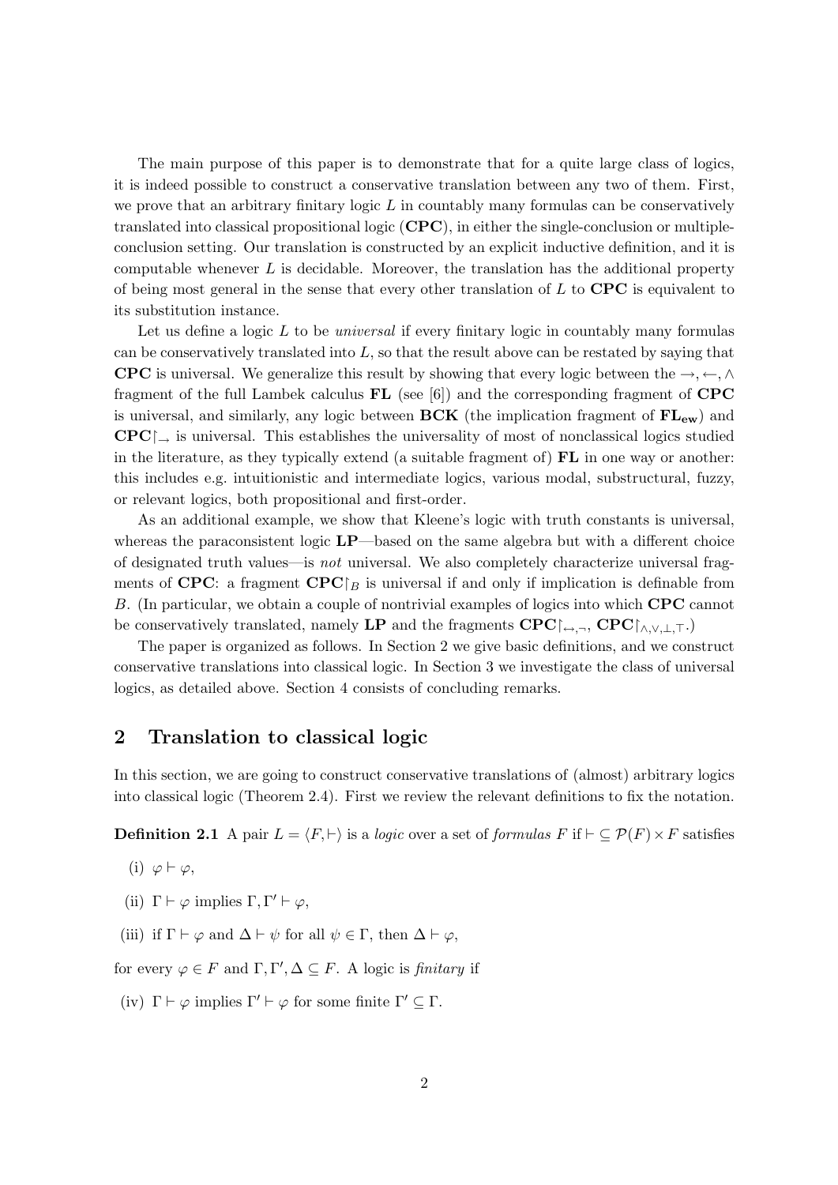The main purpose of this paper is to demonstrate that for a quite large class of logics, it is indeed possible to construct a conservative translation between any two of them. First, we prove that an arbitrary finitary logic $L$ in countably many formulas can be conservatively translated into classical propositional logic (**CPC**), in either the single-conclusion or multiple-conclusion setting. Our translation is constructed by an explicit inductive definition, and it is computable whenever $L$ is decidable. Moreover, the translation has the additional property of being most general in the sense that every other translation of $L$ to **CPC** is equivalent to its substitution instance.

Let us define a logic $L$ to be *universal* if every finitary logic in countably many formulas can be conservatively translated into $L$, so that the result above can be restated by saying that **CPC** is universal. We generalize this result by showing that every logic between the $\to, \leftarrow, \wedge$ fragment of the full Lambek calculus **FL** (see [6]) and the corresponding fragment of **CPC** is universal, and similarly, any logic between **BCK** (the implication fragment of $\mathbf{FL_{ew}}$) and $\mathbf{CPC}{\restriction_{\to}}$ is universal. This establishes the universality of most of nonclassical logics studied in the literature, as they typically extend (a suitable fragment of) **FL** in one way or another: this includes e.g. intuitionistic and intermediate logics, various modal, substructural, fuzzy, or relevant logics, both propositional and first-order.

As an additional example, we show that Kleene's logic with truth constants is universal, whereas the paraconsistent logic **LP**—based on the same algebra but with a different choice of designated truth values—is *not* universal. We also completely characterize universal fragments of **CPC**: a fragment $\mathbf{CPC}{\restriction_{B}}$ is universal if and only if implication is definable from $B$. (In particular, we obtain a couple of nontrivial examples of logics into which **CPC** cannot be conservatively translated, namely **LP** and the fragments $\mathbf{CPC}{\restriction_{\leftrightarrow,\neg}}$, $\mathbf{CPC}{\restriction_{\wedge,\vee,\bot,\top}}$.)

The paper is organized as follows. In Section 2 we give basic definitions, and we construct conservative translations into classical logic. In Section 3 we investigate the class of universal logics, as detailed above. Section 4 consists of concluding remarks.

## 2 Translation to classical logic

In this section, we are going to construct conservative translations of (almost) arbitrary logics into classical logic (Theorem 2.4). First we review the relevant definitions to fix the notation.

**Definition 2.1** A pair $L = \langle F, \vdash \rangle$ is a *logic* over a set of *formulas* $F$ if $\vdash \subseteq \mathcal{P}(F) \times F$ satisfies

(i) $\varphi \vdash \varphi$,

(ii) $\Gamma \vdash \varphi$ implies $\Gamma, \Gamma' \vdash \varphi$,

(iii) if $\Gamma \vdash \varphi$ and $\Delta \vdash \psi$ for all $\psi \in \Gamma$, then $\Delta \vdash \varphi$,

for every $\varphi \in F$ and $\Gamma, \Gamma', \Delta \subseteq F$. A logic is *finitary* if

(iv) $\Gamma \vdash \varphi$ implies $\Gamma' \vdash \varphi$ for some finite $\Gamma' \subseteq \Gamma$.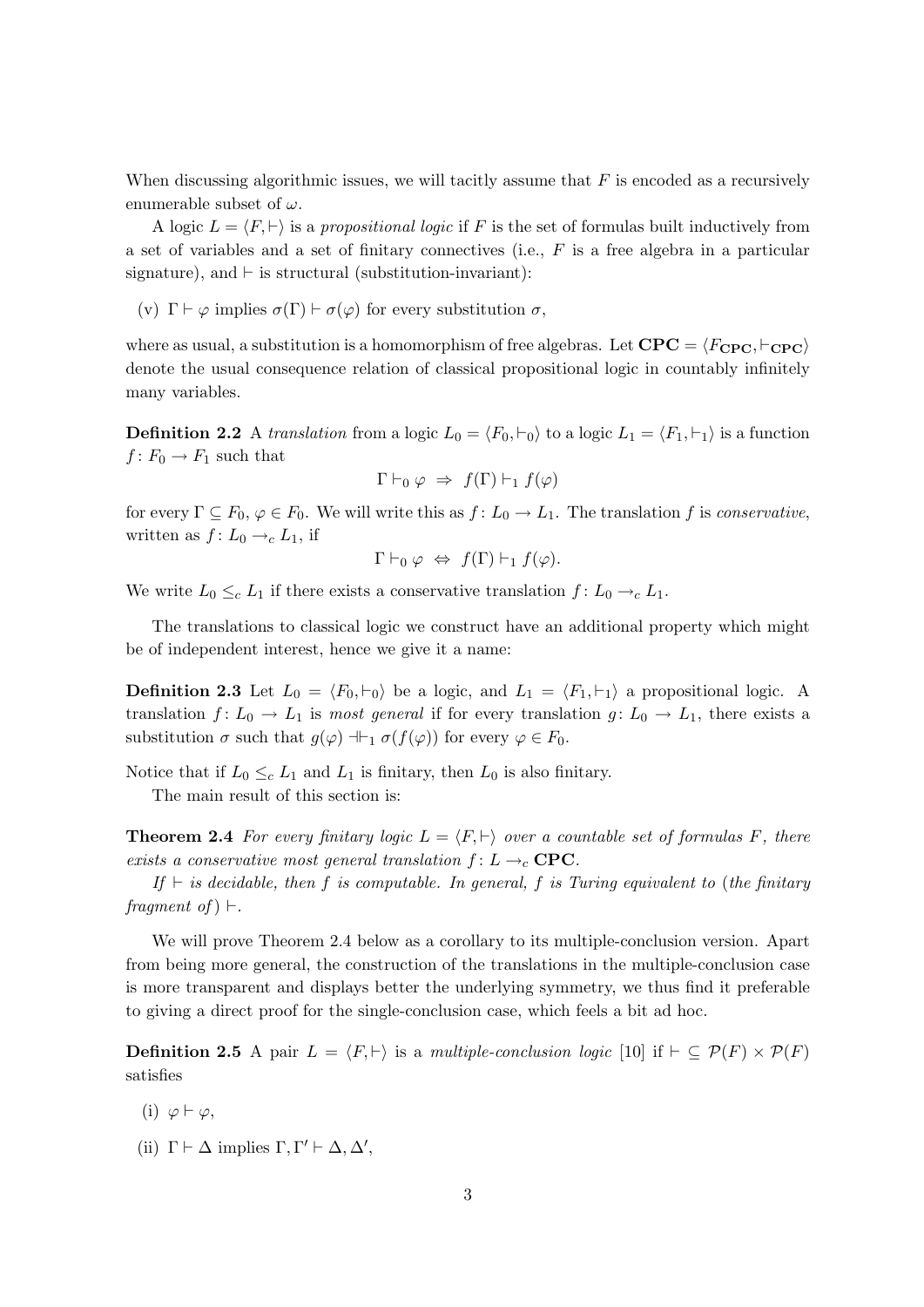When discussing algorithmic issues, we will tacitly assume that $F$ is encoded as a recursively enumerable subset of $\omega$.

A logic $L = \langle F, \vdash \rangle$ is a *propositional logic* if $F$ is the set of formulas built inductively from a set of variables and a set of finitary connectives (i.e., $F$ is a free algebra in a particular signature), and $\vdash$ is structural (substitution-invariant):

(v) $\Gamma \vdash \varphi$ implies $\sigma(\Gamma) \vdash \sigma(\varphi)$ for every substitution $\sigma$,

where as usual, a substitution is a homomorphism of free algebras. Let $\mathbf{CPC} = \langle F_{\mathbf{CPC}}, \vdash_{\mathbf{CPC}} \rangle$ denote the usual consequence relation of classical propositional logic in countably infinitely many variables.

**Definition 2.2** A *translation* from a logic $L_0 = \langle F_0, \vdash_0 \rangle$ to a logic $L_1 = \langle F_1, \vdash_1 \rangle$ is a function $f \colon F_0 \to F_1$ such that

$$\Gamma \vdash_0 \varphi \;\Rightarrow\; f(\Gamma) \vdash_1 f(\varphi)$$

for every $\Gamma \subseteq F_0$, $\varphi \in F_0$. We will write this as $f \colon L_0 \to L_1$. The translation $f$ is *conservative*, written as $f \colon L_0 \to_c L_1$, if

$$\Gamma \vdash_0 \varphi \;\Leftrightarrow\; f(\Gamma) \vdash_1 f(\varphi).$$

We write $L_0 \leq_c L_1$ if there exists a conservative translation $f \colon L_0 \to_c L_1$.

The translations to classical logic we construct have an additional property which might be of independent interest, hence we give it a name:

**Definition 2.3** Let $L_0 = \langle F_0, \vdash_0 \rangle$ be a logic, and $L_1 = \langle F_1, \vdash_1 \rangle$ a propositional logic. A translation $f \colon L_0 \to L_1$ is *most general* if for every translation $g \colon L_0 \to L_1$, there exists a substitution $\sigma$ such that $g(\varphi) \dashv\vdash_1 \sigma(f(\varphi))$ for every $\varphi \in F_0$.

Notice that if $L_0 \leq_c L_1$ and $L_1$ is finitary, then $L_0$ is also finitary.

The main result of this section is:

**Theorem 2.4** *For every finitary logic $L = \langle F, \vdash \rangle$ over a countable set of formulas $F$, there exists a conservative most general translation $f \colon L \to_c \mathbf{CPC}$.*

*If $\vdash$ is decidable, then $f$ is computable. In general, $f$ is Turing equivalent to (the finitary fragment of) $\vdash$.*

We will prove Theorem 2.4 below as a corollary to its multiple-conclusion version. Apart from being more general, the construction of the translations in the multiple-conclusion case is more transparent and displays better the underlying symmetry, we thus find it preferable to giving a direct proof for the single-conclusion case, which feels a bit ad hoc.

**Definition 2.5** A pair $L = \langle F, \vdash \rangle$ is a *multiple-conclusion logic* [10] if $\vdash \subseteq \mathcal{P}(F) \times \mathcal{P}(F)$ satisfies

(i) $\varphi \vdash \varphi$,

(ii) $\Gamma \vdash \Delta$ implies $\Gamma, \Gamma' \vdash \Delta, \Delta'$,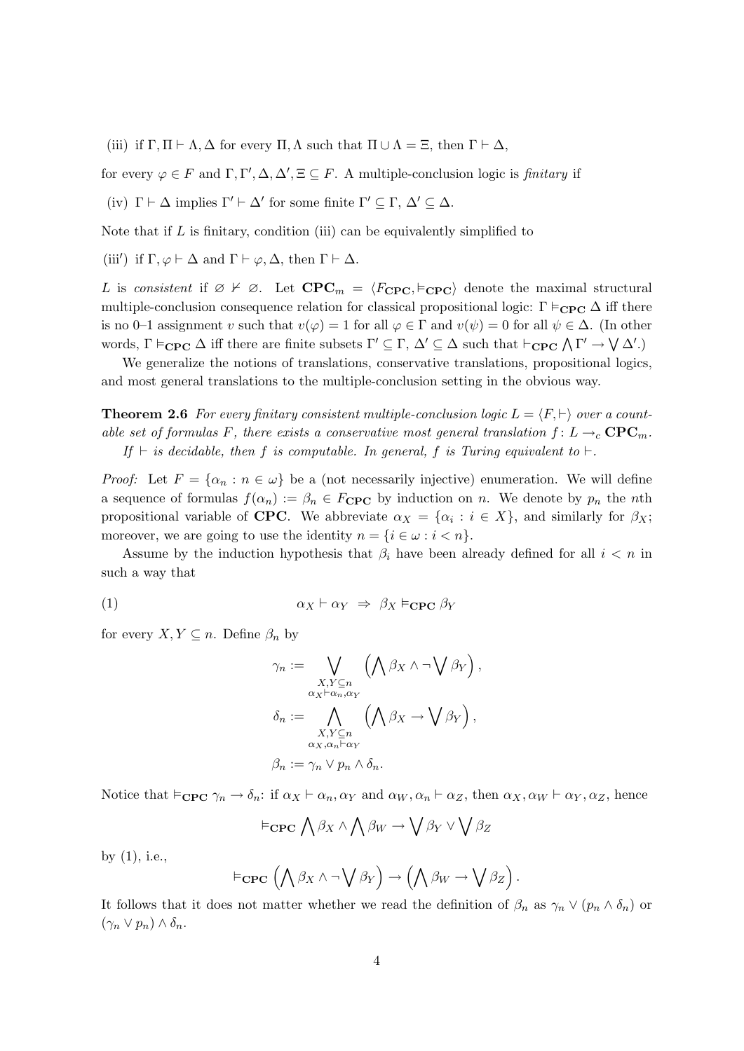(iii) if $\Gamma, \Pi \vdash \Lambda, \Delta$ for every $\Pi, \Lambda$ such that $\Pi \cup \Lambda = \Xi$, then $\Gamma \vdash \Delta$,

for every $\varphi \in F$ and $\Gamma, \Gamma', \Delta, \Delta', \Xi \subseteq F$. A multiple-conclusion logic is *finitary* if

(iv) $\Gamma \vdash \Delta$ implies $\Gamma' \vdash \Delta'$ for some finite $\Gamma' \subseteq \Gamma$, $\Delta' \subseteq \Delta$.

Note that if $L$ is finitary, condition (iii) can be equivalently simplified to

(iii′) if $\Gamma, \varphi \vdash \Delta$ and $\Gamma \vdash \varphi, \Delta$, then $\Gamma \vdash \Delta$.

$L$ is *consistent* if $\varnothing \nvdash \varnothing$. Let $\mathbf{CPC}_m = \langle F_{\mathbf{CPC}}, \vDash_{\mathbf{CPC}} \rangle$ denote the maximal structural multiple-conclusion consequence relation for classical propositional logic: $\Gamma \vDash_{\mathbf{CPC}} \Delta$ iff there is no 0–1 assignment $v$ such that $v(\varphi) = 1$ for all $\varphi \in \Gamma$ and $v(\psi) = 0$ for all $\psi \in \Delta$. (In other words, $\Gamma \vDash_{\mathbf{CPC}} \Delta$ iff there are finite subsets $\Gamma' \subseteq \Gamma$, $\Delta' \subseteq \Delta$ such that $\vdash_{\mathbf{CPC}} \bigwedge \Gamma' \to \bigvee \Delta'$.)

We generalize the notions of translations, conservative translations, propositional logics, and most general translations to the multiple-conclusion setting in the obvious way.

**Theorem 2.6** *For every finitary consistent multiple-conclusion logic $L = \langle F, \vdash \rangle$ over a countable set of formulas $F$, there exists a conservative most general translation $f \colon L \to_c \mathbf{CPC}_m$. If $\vdash$ is decidable, then $f$ is computable. In general, $f$ is Turing equivalent to $\vdash$.*

*Proof:* Let $F = \{\alpha_n : n \in \omega\}$ be a (not necessarily injective) enumeration. We will define a sequence of formulas $f(\alpha_n) := \beta_n \in F_{\mathbf{CPC}}$ by induction on $n$. We denote by $p_n$ the $n$th propositional variable of **CPC**. We abbreviate $\alpha_X = \{\alpha_i : i \in X\}$, and similarly for $\beta_X$; moreover, we are going to use the identity $n = \{i \in \omega : i < n\}$.

Assume by the induction hypothesis that $\beta_i$ have been already defined for all $i < n$ in such a way that

$$\alpha_X \vdash \alpha_Y \ \Rightarrow\ \beta_X \vDash_{\mathbf{CPC}} \beta_Y \tag{1}$$

for every $X, Y \subseteq n$. Define $\beta_n$ by

$$\gamma_n := \bigvee_{\substack{X,Y \subseteq n \\ \alpha_X \vdash \alpha_n, \alpha_Y}} \Big( \bigwedge \beta_X \wedge \neg \bigvee \beta_Y \Big),$$

$$\delta_n := \bigwedge_{\substack{X,Y \subseteq n \\ \alpha_X, \alpha_n \vdash \alpha_Y}} \Big( \bigwedge \beta_X \to \bigvee \beta_Y \Big),$$

$$\beta_n := \gamma_n \vee p_n \wedge \delta_n.$$

Notice that $\vDash_{\mathbf{CPC}} \gamma_n \to \delta_n$: if $\alpha_X \vdash \alpha_n, \alpha_Y$ and $\alpha_W, \alpha_n \vdash \alpha_Z$, then $\alpha_X, \alpha_W \vdash \alpha_Y, \alpha_Z$, hence

$$\vDash_{\mathbf{CPC}} \bigwedge \beta_X \wedge \bigwedge \beta_W \to \bigvee \beta_Y \vee \bigvee \beta_Z$$

by (1), i.e.,

$$\vDash_{\mathbf{CPC}} \Big( \bigwedge \beta_X \wedge \neg \bigvee \beta_Y \Big) \to \Big( \bigwedge \beta_W \to \bigvee \beta_Z \Big).$$

It follows that it does not matter whether we read the definition of $\beta_n$ as $\gamma_n \vee (p_n \wedge \delta_n)$ or $(\gamma_n \vee p_n) \wedge \delta_n$.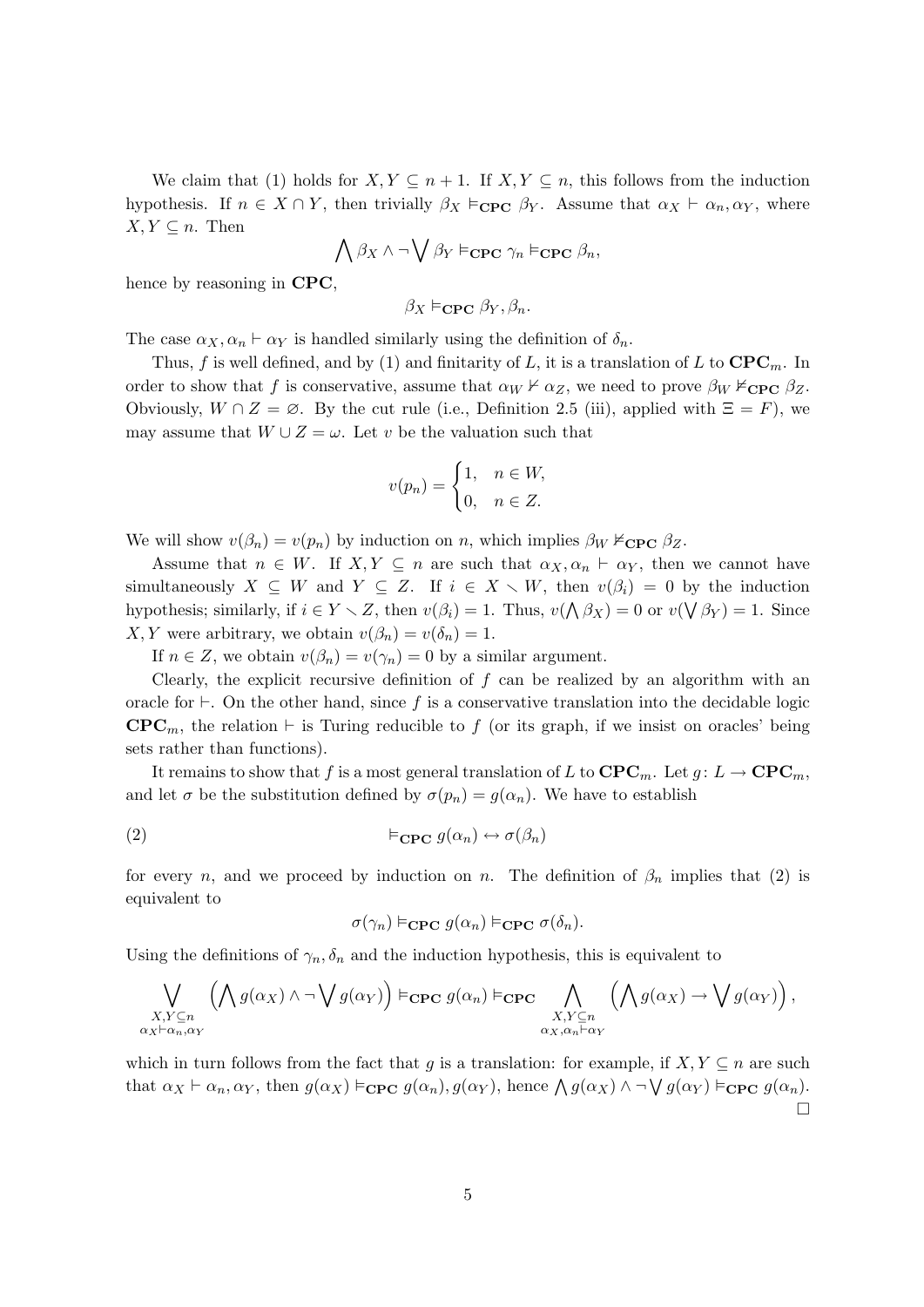We claim that (1) holds for $X, Y \subseteq n+1$. If $X, Y \subseteq n$, this follows from the induction hypothesis. If $n \in X \cap Y$, then trivially $\beta_X \vDash_{\mathbf{CPC}} \beta_Y$. Assume that $\alpha_X \vdash \alpha_n, \alpha_Y$, where $X, Y \subseteq n$. Then

$$\bigwedge \beta_X \wedge \neg \bigvee \beta_Y \vDash_{\mathbf{CPC}} \gamma_n \vDash_{\mathbf{CPC}} \beta_n,$$

hence by reasoning in **CPC**,

$$\beta_X \vDash_{\mathbf{CPC}} \beta_Y, \beta_n.$$

The case $\alpha_X, \alpha_n \vdash \alpha_Y$ is handled similarly using the definition of $\delta_n$.

Thus, $f$ is well defined, and by (1) and finitarity of $L$, it is a translation of $L$ to $\mathbf{CPC}_m$. In order to show that $f$ is conservative, assume that $\alpha_W \nvdash \alpha_Z$, we need to prove $\beta_W \nvDash_{\mathbf{CPC}} \beta_Z$. Obviously, $W \cap Z = \varnothing$. By the cut rule (i.e., Definition 2.5 (iii), applied with $\Xi = F$), we may assume that $W \cup Z = \omega$. Let $v$ be the valuation such that

$$v(p_n) = \begin{cases} 1, & n \in W, \\ 0, & n \in Z. \end{cases}$$

We will show $v(\beta_n) = v(p_n)$ by induction on $n$, which implies $\beta_W \nvDash_{\mathbf{CPC}} \beta_Z$.

Assume that $n \in W$. If $X, Y \subseteq n$ are such that $\alpha_X, \alpha_n \vdash \alpha_Y$, then we cannot have simultaneously $X \subseteq W$ and $Y \subseteq Z$. If $i \in X \smallsetminus W$, then $v(\beta_i) = 0$ by the induction hypothesis; similarly, if $i \in Y \smallsetminus Z$, then $v(\beta_i) = 1$. Thus, $v(\bigwedge \beta_X) = 0$ or $v(\bigvee \beta_Y) = 1$. Since $X, Y$ were arbitrary, we obtain $v(\beta_n) = v(\delta_n) = 1$.

If $n \in Z$, we obtain $v(\beta_n) = v(\gamma_n) = 0$ by a similar argument.

Clearly, the explicit recursive definition of $f$ can be realized by an algorithm with an oracle for $\vdash$. On the other hand, since $f$ is a conservative translation into the decidable logic $\mathbf{CPC}_m$, the relation $\vdash$ is Turing reducible to $f$ (or its graph, if we insist on oracles' being sets rather than functions).

It remains to show that $f$ is a most general translation of $L$ to $\mathbf{CPC}_m$. Let $g \colon L \to \mathbf{CPC}_m$, and let $\sigma$ be the substitution defined by $\sigma(p_n) = g(\alpha_n)$. We have to establish

$$\vDash_{\mathbf{CPC}} g(\alpha_n) \leftrightarrow \sigma(\beta_n) \tag{2}$$

for every $n$, and we proceed by induction on $n$. The definition of $\beta_n$ implies that (2) is equivalent to

$$\sigma(\gamma_n) \vDash_{\mathbf{CPC}} g(\alpha_n) \vDash_{\mathbf{CPC}} \sigma(\delta_n).$$

Using the definitions of $\gamma_n, \delta_n$ and the induction hypothesis, this is equivalent to

$$\bigvee_{\substack{X,Y \subseteq n \\ \alpha_X \vdash \alpha_n, \alpha_Y}} \left( \bigwedge g(\alpha_X) \wedge \neg \bigvee g(\alpha_Y) \right) \vDash_{\mathbf{CPC}} g(\alpha_n) \vDash_{\mathbf{CPC}} \bigwedge_{\substack{X,Y \subseteq n \\ \alpha_X, \alpha_n \vdash \alpha_Y}} \left( \bigwedge g(\alpha_X) \to \bigvee g(\alpha_Y) \right),$$

which in turn follows from the fact that $g$ is a translation: for example, if $X, Y \subseteq n$ are such that $\alpha_X \vdash \alpha_n, \alpha_Y$, then $g(\alpha_X) \vDash_{\mathbf{CPC}} g(\alpha_n), g(\alpha_Y)$, hence $\bigwedge g(\alpha_X) \wedge \neg \bigvee g(\alpha_Y) \vDash_{\mathbf{CPC}} g(\alpha_n)$. □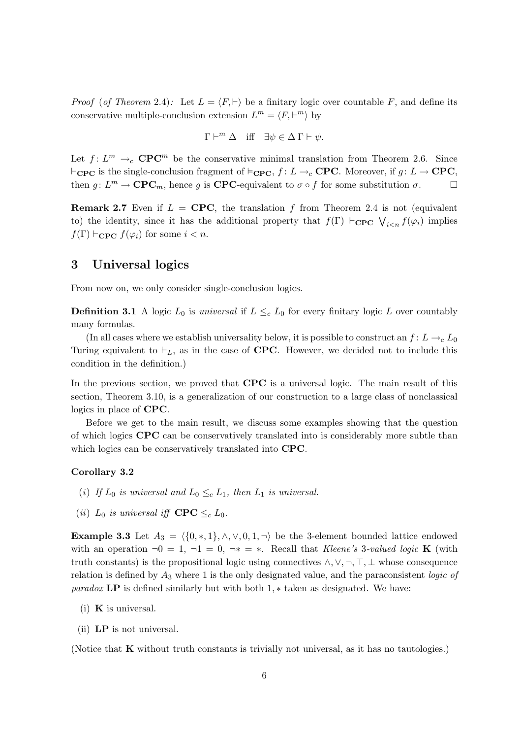*Proof* (*of Theorem* 2.4)*:* Let $L = \langle F, \vdash \rangle$ be a finitary logic over countable $F$, and define its conservative multiple-conclusion extension $L^m = \langle F, \vdash^m \rangle$ by

$$\Gamma \vdash^m \Delta \quad \text{iff} \quad \exists \psi \in \Delta \, \Gamma \vdash \psi.$$

Let $f\colon L^m \to_c \mathbf{CPC}^m$ be the conservative minimal translation from Theorem 2.6. Since $\vdash_{\mathbf{CPC}}$ is the single-conclusion fragment of $\vDash_{\mathbf{CPC}}$, $f\colon L \to_c \mathbf{CPC}$. Moreover, if $g\colon L \to \mathbf{CPC}$, then $g\colon L^m \to \mathbf{CPC}_m$, hence $g$ is $\mathbf{CPC}$-equivalent to $\sigma \circ f$ for some substitution $\sigma$. $\square$

**Remark 2.7** Even if $L = \mathbf{CPC}$, the translation $f$ from Theorem 2.4 is not (equivalent to) the identity, since it has the additional property that $f(\Gamma) \vdash_{\mathbf{CPC}} \bigvee_{i<n} f(\varphi_i)$ implies $f(\Gamma) \vdash_{\mathbf{CPC}} f(\varphi_i)$ for some $i < n$.

## 3 Universal logics

From now on, we only consider single-conclusion logics.

**Definition 3.1** A logic $L_0$ is *universal* if $L \leq_c L_0$ for every finitary logic $L$ over countably many formulas.

(In all cases where we establish universality below, it is possible to construct an $f\colon L \to_c L_0$ Turing equivalent to $\vdash_L$, as in the case of $\mathbf{CPC}$. However, we decided not to include this condition in the definition.)

In the previous section, we proved that $\mathbf{CPC}$ is a universal logic. The main result of this section, Theorem 3.10, is a generalization of our construction to a large class of nonclassical logics in place of $\mathbf{CPC}$.

Before we get to the main result, we discuss some examples showing that the question of which logics $\mathbf{CPC}$ can be conservatively translated into is considerably more subtle than which logics can be conservatively translated into $\mathbf{CPC}$.

**Corollary 3.2**

(*i*) *If $L_0$ is universal and $L_0 \leq_c L_1$, then $L_1$ is universal.*

(*ii*) *$L_0$ is universal iff $\mathbf{CPC} \leq_c L_0$.*

**Example 3.3** Let $A_3 = \langle \{0, *, 1\}, \wedge, \vee, 0, 1, \neg \rangle$ be the 3-element bounded lattice endowed with an operation $\neg 0 = 1$, $\neg 1 = 0$, $\neg * = *$. Recall that *Kleene's* 3*-valued logic* $\mathbf{K}$ (with truth constants) is the propositional logic using connectives $\wedge, \vee, \neg, \top, \bot$ whose consequence relation is defined by $A_3$ where 1 is the only designated value, and the paraconsistent *logic of paradox* $\mathbf{LP}$ is defined similarly but with both $1, *$ taken as designated. We have:

(i) $\mathbf{K}$ is universal.

(ii) $\mathbf{LP}$ is not universal.

(Notice that $\mathbf{K}$ without truth constants is trivially not universal, as it has no tautologies.)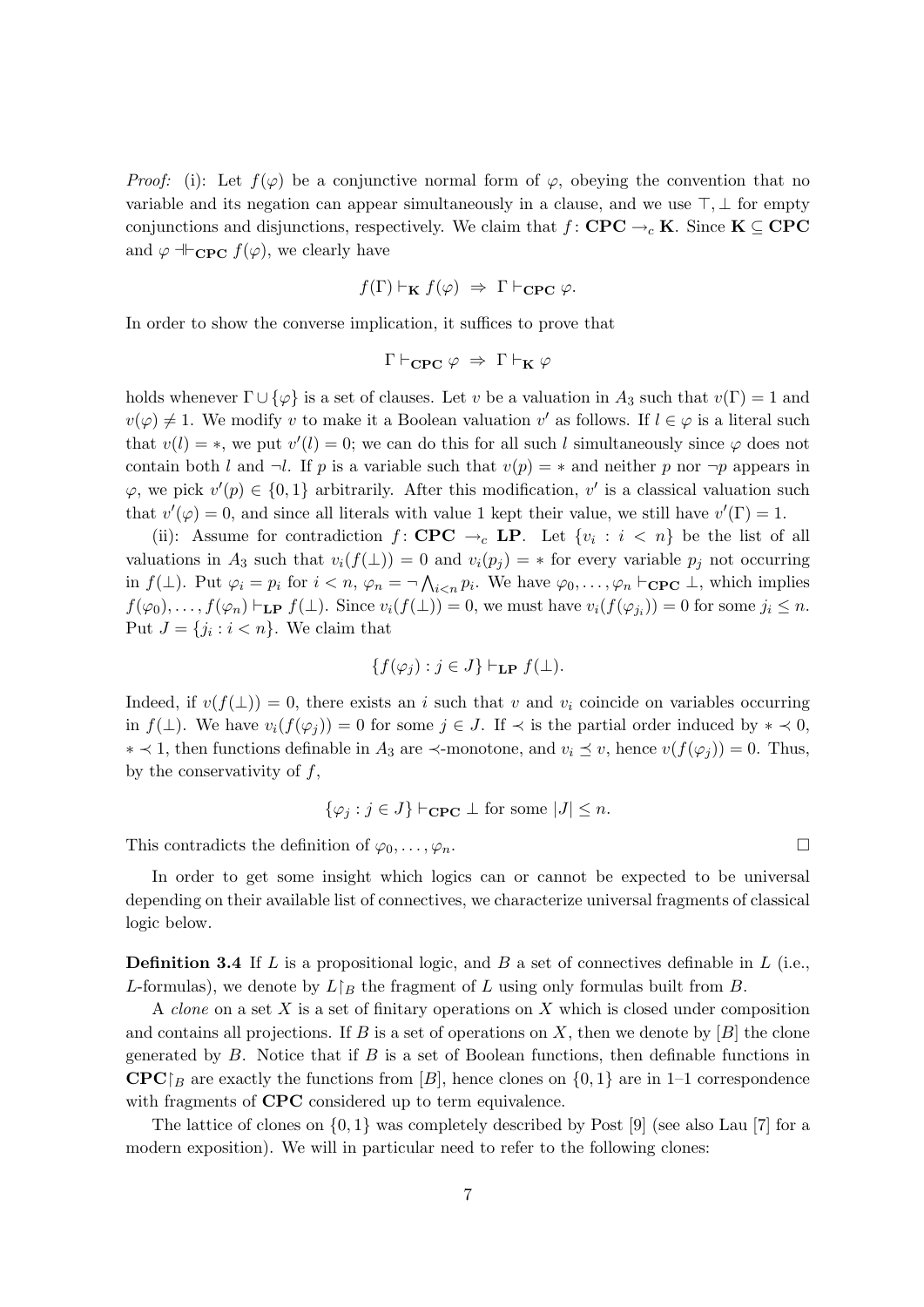*Proof:* (i): Let $f(\varphi)$ be a conjunctive normal form of $\varphi$, obeying the convention that no variable and its negation can appear simultaneously in a clause, and we use $\top, \bot$ for empty conjunctions and disjunctions, respectively. We claim that $f\colon \mathbf{CPC} \to_c \mathbf{K}$. Since $\mathbf{K} \subseteq \mathbf{CPC}$ and $\varphi \dashv\vdash_{\mathbf{CPC}} f(\varphi)$, we clearly have

$$f(\Gamma) \vdash_{\mathbf{K}} f(\varphi) \;\Rightarrow\; \Gamma \vdash_{\mathbf{CPC}} \varphi.$$

In order to show the converse implication, it suffices to prove that

$$\Gamma \vdash_{\mathbf{CPC}} \varphi \;\Rightarrow\; \Gamma \vdash_{\mathbf{K}} \varphi$$

holds whenever $\Gamma \cup \{\varphi\}$ is a set of clauses. Let $v$ be a valuation in $A_3$ such that $v(\Gamma) = 1$ and $v(\varphi) \neq 1$. We modify $v$ to make it a Boolean valuation $v'$ as follows. If $l \in \varphi$ is a literal such that $v(l) = *$, we put $v'(l) = 0$; we can do this for all such $l$ simultaneously since $\varphi$ does not contain both $l$ and $\neg l$. If $p$ is a variable such that $v(p) = *$ and neither $p$ nor $\neg p$ appears in $\varphi$, we pick $v'(p) \in \{0, 1\}$ arbitrarily. After this modification, $v'$ is a classical valuation such that $v'(\varphi) = 0$, and since all literals with value 1 kept their value, we still have $v'(\Gamma) = 1$.

(ii): Assume for contradiction $f\colon \mathbf{CPC} \to_c \mathbf{LP}$. Let $\{v_i : i < n\}$ be the list of all valuations in $A_3$ such that $v_i(f(\bot)) = 0$ and $v_i(p_j) = *$ for every variable $p_j$ not occurring in $f(\bot)$. Put $\varphi_i = p_i$ for $i < n$, $\varphi_n = \neg \bigwedge_{i<n} p_i$. We have $\varphi_0, \dots, \varphi_n \vdash_{\mathbf{CPC}} \bot$, which implies $f(\varphi_0), \dots, f(\varphi_n) \vdash_{\mathbf{LP}} f(\bot)$. Since $v_i(f(\bot)) = 0$, we must have $v_i(f(\varphi_{j_i})) = 0$ for some $j_i \leq n$. Put $J = \{j_i : i < n\}$. We claim that

$$\{f(\varphi_j) : j \in J\} \vdash_{\mathbf{LP}} f(\bot).$$

Indeed, if $v(f(\bot)) = 0$, there exists an $i$ such that $v$ and $v_i$ coincide on variables occurring in $f(\bot)$. We have $v_i(f(\varphi_j)) = 0$ for some $j \in J$. If $\prec$ is the partial order induced by $* \prec 0$, $* \prec 1$, then functions definable in $A_3$ are $\prec$-monotone, and $v_i \preceq v$, hence $v(f(\varphi_j)) = 0$. Thus, by the conservativity of $f$,

$$\{\varphi_j : j \in J\} \vdash_{\mathbf{CPC}} \bot \text{ for some } |J| \leq n.$$

This contradicts the definition of $\varphi_0, \dots, \varphi_n$. $\square$

In order to get some insight which logics can or cannot be expected to be universal depending on their available list of connectives, we characterize universal fragments of classical logic below.

**Definition 3.4** If $L$ is a propositional logic, and $B$ a set of connectives definable in $L$ (i.e., $L$-formulas), we denote by $L{\restriction}_B$ the fragment of $L$ using only formulas built from $B$.

A *clone* on a set $X$ is a set of finitary operations on $X$ which is closed under composition and contains all projections. If $B$ is a set of operations on $X$, then we denote by $[B]$ the clone generated by $B$. Notice that if $B$ is a set of Boolean functions, then definable functions in $\mathbf{CPC}{\restriction}_B$ are exactly the functions from $[B]$, hence clones on $\{0, 1\}$ are in 1–1 correspondence with fragments of $\mathbf{CPC}$ considered up to term equivalence.

The lattice of clones on $\{0, 1\}$ was completely described by Post [9] (see also Lau [7] for a modern exposition). We will in particular need to refer to the following clones: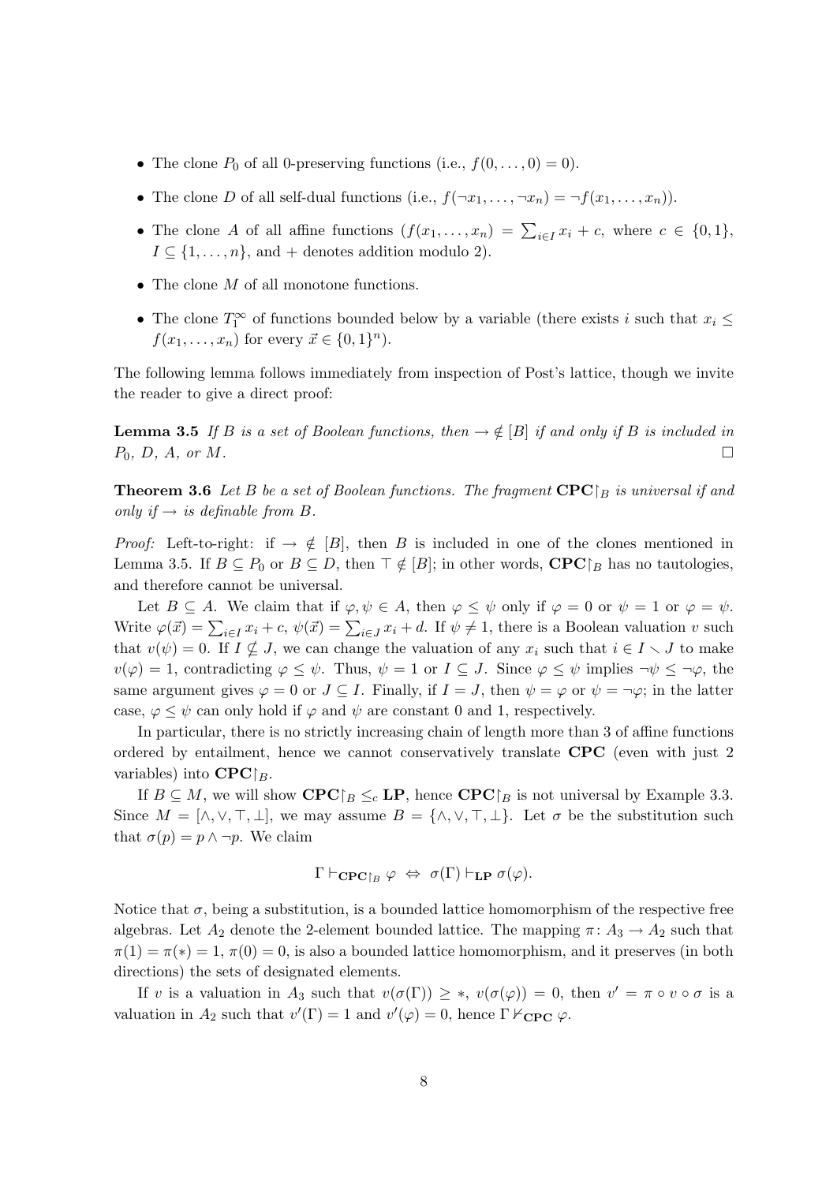- The clone $P_0$ of all 0-preserving functions (i.e., $f(0, \dots, 0) = 0$).
- The clone $D$ of all self-dual functions (i.e., $f(\neg x_1, \dots, \neg x_n) = \neg f(x_1, \dots, x_n)$).
- The clone $A$ of all affine functions ($f(x_1, \dots, x_n) = \sum_{i \in I} x_i + c$, where $c \in \{0, 1\}$, $I \subseteq \{1, \dots, n\}$, and $+$ denotes addition modulo 2).
- The clone $M$ of all monotone functions.
- The clone $T_1^\infty$ of functions bounded below by a variable (there exists $i$ such that $x_i \leq f(x_1, \dots, x_n)$ for every $\vec{x} \in \{0, 1\}^n$).

The following lemma follows immediately from inspection of Post's lattice, though we invite the reader to give a direct proof:

**Lemma 3.5** *If $B$ is a set of Boolean functions, then $\to \notin [B]$ if and only if $B$ is included in $P_0$, $D$, $A$, or $M$.* □

**Theorem 3.6** *Let $B$ be a set of Boolean functions. The fragment $\mathbf{CPC}{\restriction_B}$ is universal if and only if $\to$ is definable from $B$.*

*Proof:* Left-to-right: if $\to \notin [B]$, then $B$ is included in one of the clones mentioned in Lemma 3.5. If $B \subseteq P_0$ or $B \subseteq D$, then $\top \notin [B]$; in other words, $\mathbf{CPC}{\restriction_B}$ has no tautologies, and therefore cannot be universal.

Let $B \subseteq A$. We claim that if $\varphi, \psi \in A$, then $\varphi \leq \psi$ only if $\varphi = 0$ or $\psi = 1$ or $\varphi = \psi$. Write $\varphi(\vec{x}) = \sum_{i \in I} x_i + c$, $\psi(\vec{x}) = \sum_{i \in J} x_i + d$. If $\psi \neq 1$, there is a Boolean valuation $v$ such that $v(\psi) = 0$. If $I \nsubseteq J$, we can change the valuation of any $x_i$ such that $i \in I \smallsetminus J$ to make $v(\varphi) = 1$, contradicting $\varphi \leq \psi$. Thus, $\psi = 1$ or $I \subseteq J$. Since $\varphi \leq \psi$ implies $\neg\psi \leq \neg\varphi$, the same argument gives $\varphi = 0$ or $J \subseteq I$. Finally, if $I = J$, then $\psi = \varphi$ or $\psi = \neg\varphi$; in the latter case, $\varphi \leq \psi$ can only hold if $\varphi$ and $\psi$ are constant 0 and 1, respectively.

In particular, there is no strictly increasing chain of length more than 3 of affine functions ordered by entailment, hence we cannot conservatively translate $\mathbf{CPC}$ (even with just 2 variables) into $\mathbf{CPC}{\restriction_B}$.

If $B \subseteq M$, we will show $\mathbf{CPC}{\restriction_B} \leq_c \mathbf{LP}$, hence $\mathbf{CPC}{\restriction_B}$ is not universal by Example 3.3. Since $M = [\wedge, \vee, \top, \bot]$, we may assume $B = \{\wedge, \vee, \top, \bot\}$. Let $\sigma$ be the substitution such that $\sigma(p) = p \wedge \neg p$. We claim

$$\Gamma \vdash_{\mathbf{CPC}{\restriction_B}} \varphi \;\Leftrightarrow\; \sigma(\Gamma) \vdash_{\mathbf{LP}} \sigma(\varphi).$$

Notice that $\sigma$, being a substitution, is a bounded lattice homomorphism of the respective free algebras. Let $A_2$ denote the 2-element bounded lattice. The mapping $\pi\colon A_3 \to A_2$ such that $\pi(1) = \pi(*) = 1$, $\pi(0) = 0$, is also a bounded lattice homomorphism, and it preserves (in both directions) the sets of designated elements.

If $v$ is a valuation in $A_3$ such that $v(\sigma(\Gamma)) \geq *$, $v(\sigma(\varphi)) = 0$, then $v' = \pi \circ v \circ \sigma$ is a valuation in $A_2$ such that $v'(\Gamma) = 1$ and $v'(\varphi) = 0$, hence $\Gamma \nvdash_{\mathbf{CPC}} \varphi$.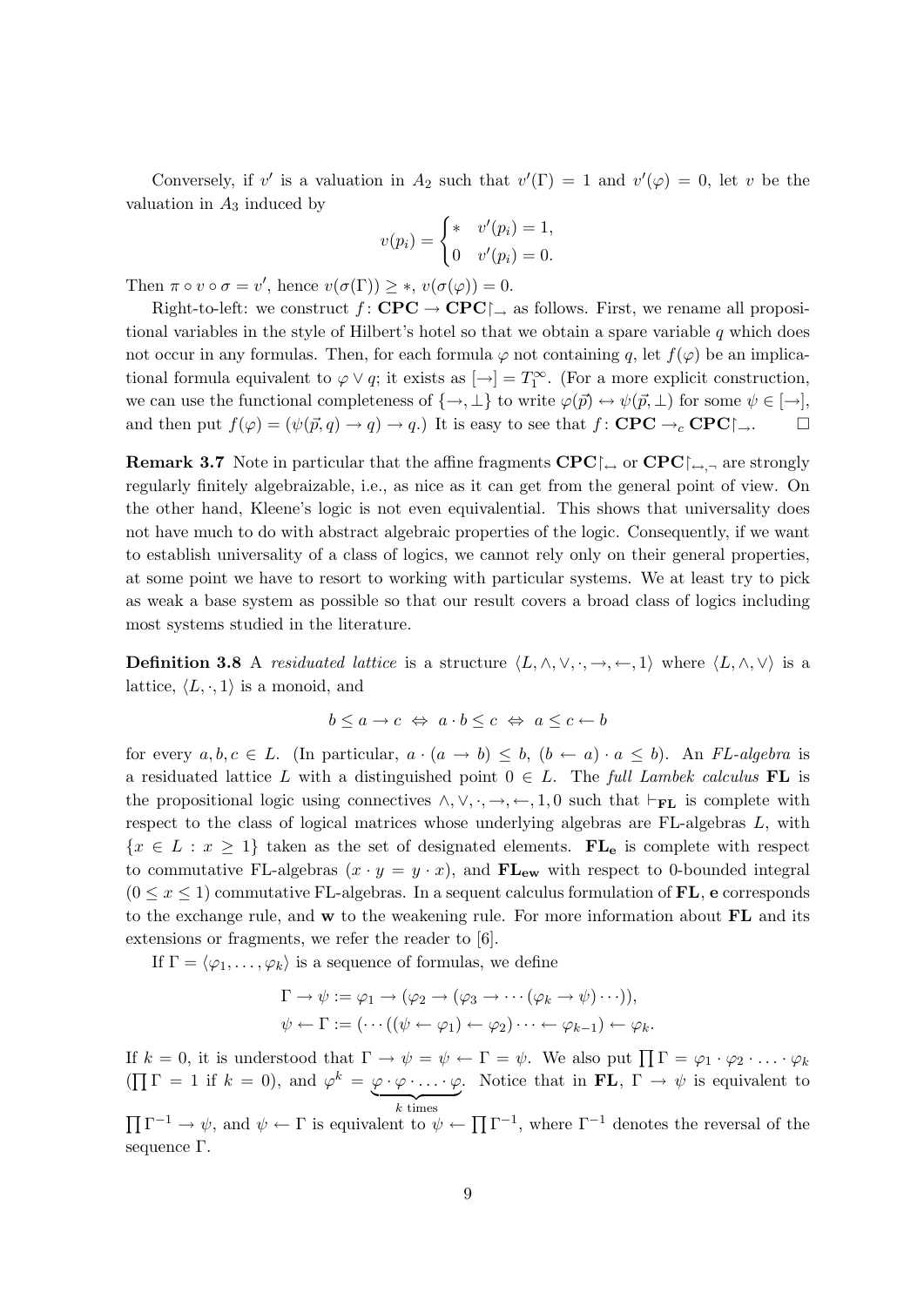Conversely, if $v'$ is a valuation in $A_2$ such that $v'(\Gamma) = 1$ and $v'(\varphi) = 0$, let $v$ be the valuation in $A_3$ induced by

$$v(p_i) = \begin{cases} * & v'(p_i) = 1, \\ 0 & v'(p_i) = 0. \end{cases}$$

Then $\pi \circ v \circ \sigma = v'$, hence $v(\sigma(\Gamma)) \geq *$, $v(\sigma(\varphi)) = 0$.

Right-to-left: we construct $f \colon \mathbf{CPC} \to \mathbf{CPC}{\restriction_{\to}}$ as follows. First, we rename all propositional variables in the style of Hilbert's hotel so that we obtain a spare variable $q$ which does not occur in any formulas. Then, for each formula $\varphi$ not containing $q$, let $f(\varphi)$ be an implicational formula equivalent to $\varphi \vee q$; it exists as $[\to] = T_1^\infty$. (For a more explicit construction, we can use the functional completeness of $\{\to, \bot\}$ to write $\varphi(\vec{p}) \leftrightarrow \psi(\vec{p}, \bot)$ for some $\psi \in [\to]$, and then put $f(\varphi) = (\psi(\vec{p}, q) \to q) \to q$.) It is easy to see that $f \colon \mathbf{CPC} \to_c \mathbf{CPC}{\restriction_{\to}}$. □

**Remark 3.7** Note in particular that the affine fragments $\mathbf{CPC}{\restriction_{\leftrightarrow}}$ or $\mathbf{CPC}{\restriction_{\leftrightarrow,\neg}}$ are strongly regularly finitely algebraizable, i.e., as nice as it can get from the general point of view. On the other hand, Kleene's logic is not even equivalential. This shows that universality does not have much to do with abstract algebraic properties of the logic. Consequently, if we want to establish universality of a class of logics, we cannot rely only on their general properties, at some point we have to resort to working with particular systems. We at least try to pick as weak a base system as possible so that our result covers a broad class of logics including most systems studied in the literature.

**Definition 3.8** A *residuated lattice* is a structure $\langle L, \wedge, \vee, \cdot, \to, \leftarrow, 1\rangle$ where $\langle L, \wedge, \vee\rangle$ is a lattice, $\langle L, \cdot, 1\rangle$ is a monoid, and

$$b \leq a \to c \;\Leftrightarrow\; a \cdot b \leq c \;\Leftrightarrow\; a \leq c \leftarrow b$$

for every $a, b, c \in L$. (In particular, $a \cdot (a \to b) \leq b$, $(b \leftarrow a) \cdot a \leq b$). An *FL-algebra* is a residuated lattice $L$ with a distinguished point $0 \in L$. The *full Lambek calculus* **FL** is the propositional logic using connectives $\wedge, \vee, \cdot, \to, \leftarrow, 1, 0$ such that $\vdash_{\mathbf{FL}}$ is complete with respect to the class of logical matrices whose underlying algebras are FL-algebras $L$, with $\{x \in L : x \geq 1\}$ taken as the set of designated elements. $\mathbf{FL_e}$ is complete with respect to commutative FL-algebras ($x \cdot y = y \cdot x$), and $\mathbf{FL_{ew}}$ with respect to 0-bounded integral ($0 \leq x \leq 1$) commutative FL-algebras. In a sequent calculus formulation of **FL**, **e** corresponds to the exchange rule, and **w** to the weakening rule. For more information about **FL** and its extensions or fragments, we refer the reader to [6].

If $\Gamma = \langle \varphi_1, \dots, \varphi_k\rangle$ is a sequence of formulas, we define

$$\Gamma \to \psi := \varphi_1 \to (\varphi_2 \to (\varphi_3 \to \cdots (\varphi_k \to \psi) \cdots)),$$
$$\psi \leftarrow \Gamma := (\cdots((\psi \leftarrow \varphi_1) \leftarrow \varphi_2) \cdots \leftarrow \varphi_{k-1}) \leftarrow \varphi_k.$$

If $k = 0$, it is understood that $\Gamma \to \psi = \psi \leftarrow \Gamma = \psi$. We also put $\prod \Gamma = \varphi_1 \cdot \varphi_2 \cdot \ldots \cdot \varphi_k$ ($\prod \Gamma = 1$ if $k = 0$), and $\varphi^k = \underbrace{\varphi \cdot \varphi \cdot \ldots \cdot \varphi}_{k \text{ times}}$. Notice that in **FL**, $\Gamma \to \psi$ is equivalent to $\prod \Gamma^{-1} \to \psi$, and $\psi \leftarrow \Gamma$ is equivalent to $\psi \leftarrow \prod \Gamma^{-1}$, where $\Gamma^{-1}$ denotes the reversal of the sequence $\Gamma$.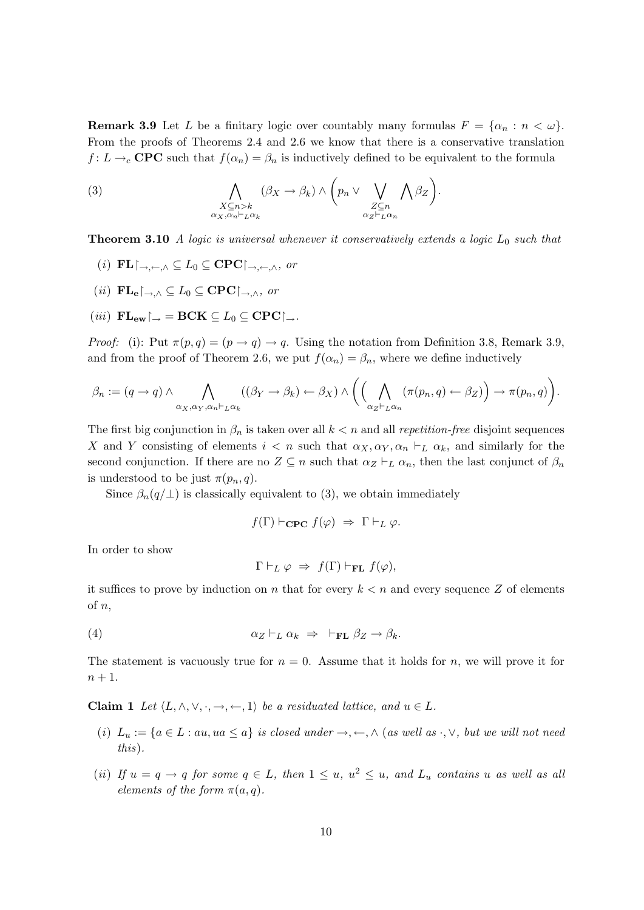**Remark 3.9** Let $L$ be a finitary logic over countably many formulas $F = \{\alpha_n : n < \omega\}$. From the proofs of Theorems 2.4 and 2.6 we know that there is a conservative translation $f\colon L \to_c \mathbf{CPC}$ such that $f(\alpha_n) = \beta_n$ is inductively defined to be equivalent to the formula

$$\bigwedge_{\substack{X \subseteq n > k \\ \alpha_X, \alpha_n \vdash_L \alpha_k}} (\beta_X \to \beta_k) \wedge \Big( p_n \vee \bigvee_{\substack{Z \subseteq n \\ \alpha_Z \vdash_L \alpha_n}} \bigwedge \beta_Z \Big). \tag{3}$$

**Theorem 3.10** *A logic is universal whenever it conservatively extends a logic $L_0$ such that*

*(i)* $\mathbf{FL}\restriction_{\to,\leftarrow,\wedge} \subseteq L_0 \subseteq \mathbf{CPC}\restriction_{\to,\leftarrow,\wedge}$, *or*

*(ii)* $\mathbf{FL_e}\restriction_{\to,\wedge} \subseteq L_0 \subseteq \mathbf{CPC}\restriction_{\to,\wedge}$, *or*

*(iii)* $\mathbf{FL_{ew}}\restriction_{\to} = \mathbf{BCK} \subseteq L_0 \subseteq \mathbf{CPC}\restriction_{\to}$.

*Proof:* (i): Put $\pi(p, q) = (p \to q) \to q$. Using the notation from Definition 3.8, Remark 3.9, and from the proof of Theorem 2.6, we put $f(\alpha_n) = \beta_n$, where we define inductively

$$\beta_n := (q \to q) \wedge \bigwedge_{\alpha_X, \alpha_Y, \alpha_n \vdash_L \alpha_k} ((\beta_Y \to \beta_k) \leftarrow \beta_X) \wedge \Big( \Big( \bigwedge_{\alpha_Z \vdash_L \alpha_n} (\pi(p_n, q) \leftarrow \beta_Z) \Big) \to \pi(p_n, q) \Big).$$

The first big conjunction in $\beta_n$ is taken over all $k < n$ and all *repetition-free* disjoint sequences $X$ and $Y$ consisting of elements $i < n$ such that $\alpha_X, \alpha_Y, \alpha_n \vdash_L \alpha_k$, and similarly for the second conjunction. If there are no $Z \subseteq n$ such that $\alpha_Z \vdash_L \alpha_n$, then the last conjunct of $\beta_n$ is understood to be just $\pi(p_n, q)$.

Since $\beta_n(q/\bot)$ is classically equivalent to (3), we obtain immediately

$$f(\Gamma) \vdash_{\mathbf{CPC}} f(\varphi) \;\Rightarrow\; \Gamma \vdash_L \varphi.$$

In order to show

$$\Gamma \vdash_L \varphi \;\Rightarrow\; f(\Gamma) \vdash_{\mathbf{FL}} f(\varphi),$$

it suffices to prove by induction on $n$ that for every $k < n$ and every sequence $Z$ of elements of $n$,

$$\alpha_Z \vdash_L \alpha_k \;\Rightarrow\; \vdash_{\mathbf{FL}} \beta_Z \to \beta_k. \tag{4}$$

The statement is vacuously true for $n = 0$. Assume that it holds for $n$, we will prove it for $n + 1$.

**Claim 1** *Let $\langle L, \wedge, \vee, \cdot, \to, \leftarrow, 1\rangle$ be a residuated lattice, and $u \in L$.*

*(i)* $L_u := \{a \in L : au, ua \leq a\}$ *is closed under $\to, \leftarrow, \wedge$ (as well as $\cdot, \vee$, but we will not need this).*

*(ii) If $u = q \to q$ for some $q \in L$, then $1 \leq u$, $u^2 \leq u$, and $L_u$ contains $u$ as well as all elements of the form $\pi(a, q)$.*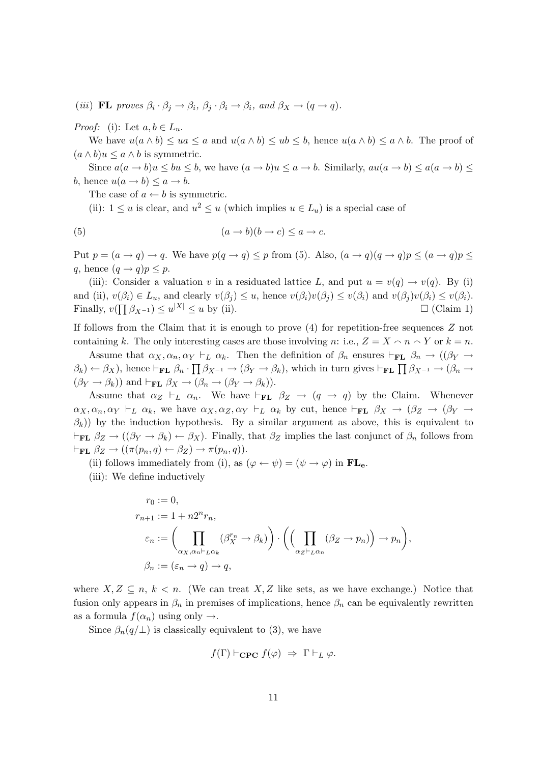(*iii*) **FL** *proves* $\beta_i \cdot \beta_j \to \beta_i$, $\beta_j \cdot \beta_i \to \beta_i$, *and* $\beta_X \to (q \to q)$.

*Proof:* (i): Let $a, b \in L_u$.

We have $u(a \wedge b) \leq ua \leq a$ and $u(a \wedge b) \leq ub \leq b$, hence $u(a \wedge b) \leq a \wedge b$. The proof of $(a \wedge b)u \leq a \wedge b$ is symmetric.

Since $a(a \to b)u \leq bu \leq b$, we have $(a \to b)u \leq a \to b$. Similarly, $au(a \to b) \leq a(a \to b) \leq b$, hence $u(a \to b) \leq a \to b$.

The case of $a \leftarrow b$ is symmetric.

(ii): $1 \leq u$ is clear, and $u^2 \leq u$ (which implies $u \in L_u$) is a special case of

$$(a \to b)(b \to c) \leq a \to c. \tag{5}$$

Put $p = (a \to q) \to q$. We have $p(q \to q) \leq p$ from (5). Also, $(a \to q)(q \to q)p \leq (a \to q)p \leq q$, hence $(q \to q)p \leq p$.

(iii): Consider a valuation $v$ in a residuated lattice $L$, and put $u = v(q) \to v(q)$. By (i) and (ii), $v(\beta_i) \in L_u$, and clearly $v(\beta_j) \leq u$, hence $v(\beta_i)v(\beta_j) \leq v(\beta_i)$ and $v(\beta_j)v(\beta_i) \leq v(\beta_i)$. Finally, $v(\prod \beta_{X^{-1}}) \leq u^{|X|} \leq u$ by (ii). $\square$ (Claim 1)

If follows from the Claim that it is enough to prove (4) for repetition-free sequences $Z$ not containing $k$. The only interesting cases are those involving $n$: i.e., $Z = X \frown n \frown Y$ or $k = n$.

Assume that $\alpha_X, \alpha_n, \alpha_Y \vdash_L \alpha_k$. Then the definition of $\beta_n$ ensures $\vdash_{\mathbf{FL}} \beta_n \to ((\beta_Y \to \beta_k) \leftarrow \beta_X)$, hence $\vdash_{\mathbf{FL}} \beta_n \cdot \prod \beta_{X^{-1}} \to (\beta_Y \to \beta_k)$, which in turn gives $\vdash_{\mathbf{FL}} \prod \beta_{X^{-1}} \to (\beta_n \to (\beta_Y \to \beta_k))$ and $\vdash_{\mathbf{FL}} \beta_X \to (\beta_n \to (\beta_Y \to \beta_k))$.

Assume that $\alpha_Z \vdash_L \alpha_n$. We have $\vdash_{\mathbf{FL}} \beta_Z \to (q \to q)$ by the Claim. Whenever $\alpha_X, \alpha_n, \alpha_Y \vdash_L \alpha_k$, we have $\alpha_X, \alpha_Z, \alpha_Y \vdash_L \alpha_k$ by cut, hence $\vdash_{\mathbf{FL}} \beta_X \to (\beta_Z \to (\beta_Y \to \beta_k))$ by the induction hypothesis. By a similar argument as above, this is equivalent to $\vdash_{\mathbf{FL}} \beta_Z \to ((\beta_Y \to \beta_k) \leftarrow \beta_X)$. Finally, that $\beta_Z$ implies the last conjunct of $\beta_n$ follows from $\vdash_{\mathbf{FL}} \beta_Z \to ((\pi(p_n, q) \leftarrow \beta_Z) \to \pi(p_n, q))$.

(ii) follows immediately from (i), as $(\varphi \leftarrow \psi) = (\psi \to \varphi)$ in $\mathbf{FL_e}$.

(iii): We define inductively

$$\begin{aligned}
r_0 &:= 0, \\
r_{n+1} &:= 1 + n2^n r_n, \\
\varepsilon_n &:= \Big( \prod_{\alpha_X, \alpha_n \vdash_L \alpha_k} (\beta_X^{r_n} \to \beta_k) \Big) \cdot \Big( \Big( \prod_{\alpha_Z \vdash_L \alpha_n} (\beta_Z \to p_n) \Big) \to p_n \Big), \\
\beta_n &:= (\varepsilon_n \to q) \to q,
\end{aligned}$$

where $X, Z \subseteq n$, $k < n$. (We can treat $X, Z$ like sets, as we have exchange.) Notice that fusion only appears in $\beta_n$ in premises of implications, hence $\beta_n$ can be equivalently rewritten as a formula $f(\alpha_n)$ using only $\to$.

Since $\beta_n(q/\bot)$ is classically equivalent to (3), we have

$$f(\Gamma) \vdash_{\mathbf{CPC}} f(\varphi) \ \Rightarrow \ \Gamma \vdash_L \varphi.$$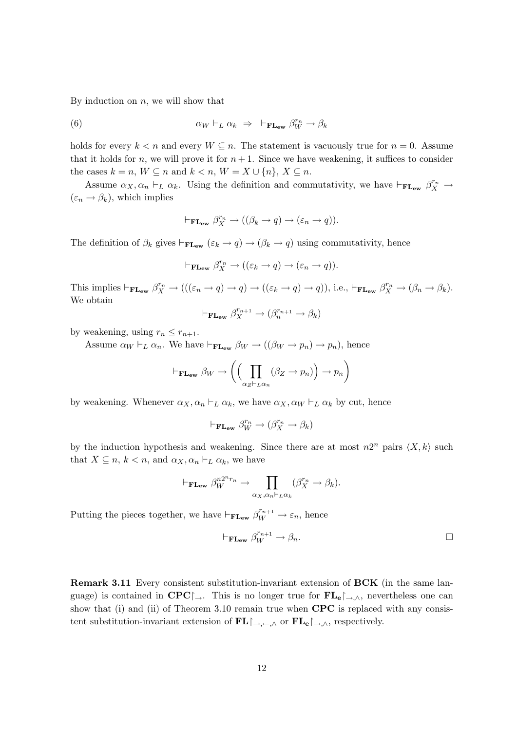By induction on $n$, we will show that

$$\alpha_W \vdash_L \alpha_k \;\Rightarrow\; \vdash_{\mathbf{FL_{ew}}} \beta_W^{r_n} \to \beta_k \tag{6}$$

holds for every $k < n$ and every $W \subseteq n$. The statement is vacuously true for $n = 0$. Assume that it holds for $n$, we will prove it for $n+1$. Since we have weakening, it suffices to consider the cases $k = n$, $W \subseteq n$ and $k < n$, $W = X \cup \{n\}$, $X \subseteq n$.

Assume $\alpha_X, \alpha_n \vdash_L \alpha_k$. Using the definition and commutativity, we have $\vdash_{\mathbf{FL_{ew}}} \beta_X^{r_n} \to (\varepsilon_n \to \beta_k)$, which implies

$$\vdash_{\mathbf{FL_{ew}}} \beta_X^{r_n} \to ((\beta_k \to q) \to (\varepsilon_n \to q)).$$

The definition of $\beta_k$ gives $\vdash_{\mathbf{FL_{ew}}} (\varepsilon_k \to q) \to (\beta_k \to q)$ using commutativity, hence

$$\vdash_{\mathbf{FL_{ew}}} \beta_X^{r_n} \to ((\varepsilon_k \to q) \to (\varepsilon_n \to q)).$$

This implies $\vdash_{\mathbf{FL_{ew}}} \beta_X^{r_n} \to (((\varepsilon_n \to q) \to q) \to ((\varepsilon_k \to q) \to q))$, i.e., $\vdash_{\mathbf{FL_{ew}}} \beta_X^{r_n} \to (\beta_n \to \beta_k)$. We obtain

$$\vdash_{\mathbf{FL_{ew}}} \beta_X^{r_{n+1}} \to (\beta_n^{r_{n+1}} \to \beta_k)$$

by weakening, using $r_n \leq r_{n+1}$.

Assume $\alpha_W \vdash_L \alpha_n$. We have $\vdash_{\mathbf{FL_{ew}}} \beta_W \to ((\beta_W \to p_n) \to p_n)$, hence

$$\vdash_{\mathbf{FL_{ew}}} \beta_W \to \Big(\Big(\prod_{\alpha_Z \vdash_L \alpha_n} (\beta_Z \to p_n)\Big) \to p_n\Big)$$

by weakening. Whenever $\alpha_X, \alpha_n \vdash_L \alpha_k$, we have $\alpha_X, \alpha_W \vdash_L \alpha_k$ by cut, hence

$$\vdash_{\mathbf{FL_{ew}}} \beta_W^{r_n} \to (\beta_X^{r_n} \to \beta_k)$$

by the induction hypothesis and weakening. Since there are at most $n2^n$ pairs $\langle X, k\rangle$ such that $X \subseteq n$, $k < n$, and $\alpha_X, \alpha_n \vdash_L \alpha_k$, we have

$$\vdash_{\mathbf{FL_{ew}}} \beta_W^{n2^n r_n} \to \prod_{\alpha_X, \alpha_n \vdash_L \alpha_k} (\beta_X^{r_n} \to \beta_k).$$

Putting the pieces together, we have $\vdash_{\mathbf{FL_{ew}}} \beta_W^{r_{n+1}} \to \varepsilon_n$, hence

$$\vdash_{\mathbf{FL_{ew}}} \beta_W^{r_{n+1}} \to \beta_n. \qquad \square$$

**Remark 3.11** Every consistent substitution-invariant extension of **BCK** (in the same language) is contained in $\mathbf{CPC}{\restriction}_{\to}$. This is no longer true for $\mathbf{FL_e}{\restriction}_{\to,\wedge}$, nevertheless one can show that (i) and (ii) of Theorem 3.10 remain true when **CPC** is replaced with any consistent substitution-invariant extension of $\mathbf{FL}{\restriction}_{\to,\leftarrow,\wedge}$ or $\mathbf{FL_e}{\restriction}_{\to,\wedge}$, respectively.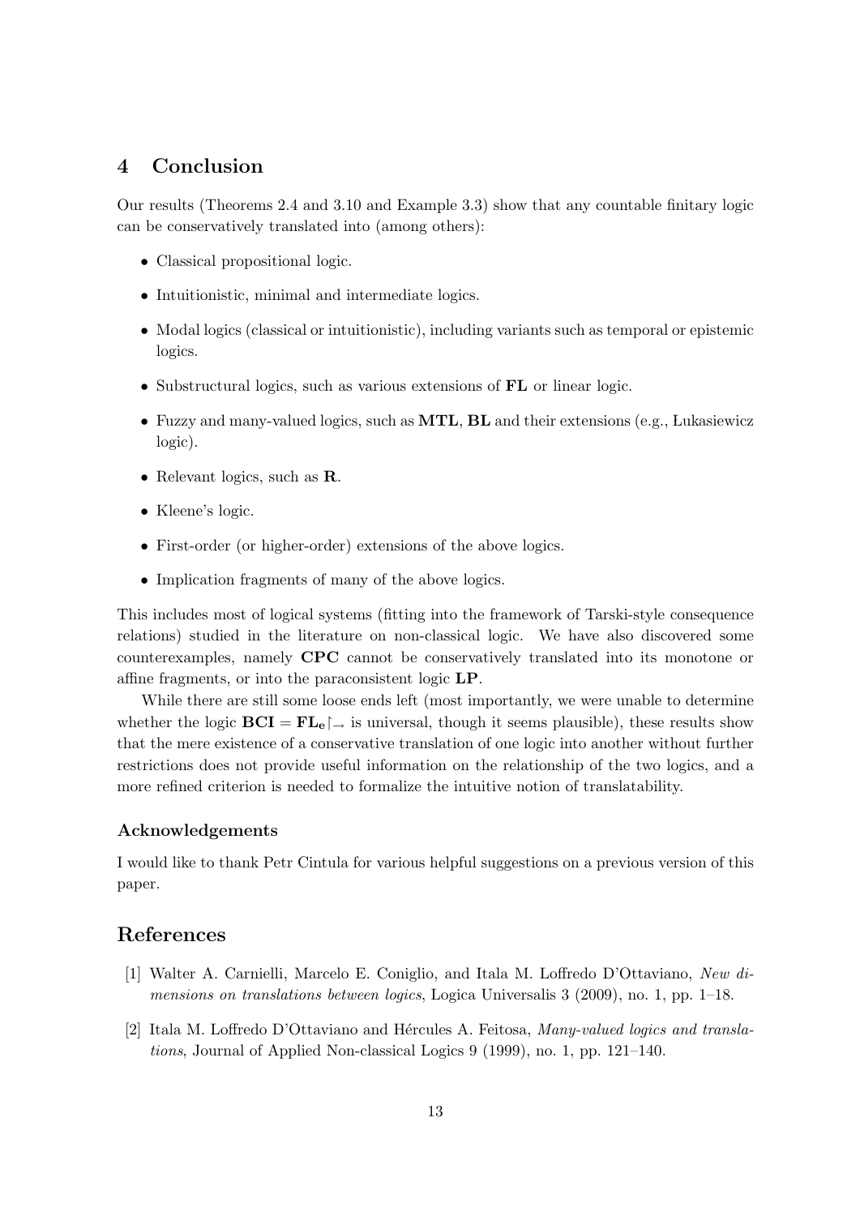## 4 Conclusion

Our results (Theorems 2.4 and 3.10 and Example 3.3) show that any countable finitary logic can be conservatively translated into (among others):

- Classical propositional logic.
- Intuitionistic, minimal and intermediate logics.
- Modal logics (classical or intuitionistic), including variants such as temporal or epistemic logics.
- Substructural logics, such as various extensions of **FL** or linear logic.
- Fuzzy and many-valued logics, such as **MTL**, **BL** and their extensions (e.g., Łukasiewicz logic).
- Relevant logics, such as **R**.
- Kleene's logic.
- First-order (or higher-order) extensions of the above logics.
- Implication fragments of many of the above logics.

This includes most of logical systems (fitting into the framework of Tarski-style consequence relations) studied in the literature on non-classical logic. We have also discovered some counterexamples, namely **CPC** cannot be conservatively translated into its monotone or affine fragments, or into the paraconsistent logic **LP**.

While there are still some loose ends left (most importantly, we were unable to determine whether the logic $\mathbf{BCI} = \mathbf{FL_e}{\restriction_\to}$ is universal, though it seems plausible), these results show that the mere existence of a conservative translation of one logic into another without further restrictions does not provide useful information on the relationship of the two logics, and a more refined criterion is needed to formalize the intuitive notion of translatability.

### Acknowledgements

I would like to thank Petr Cintula for various helpful suggestions on a previous version of this paper.

## References

[1] Walter A. Carnielli, Marcelo E. Coniglio, and Itala M. Loffredo D'Ottaviano, *New dimensions on translations between logics*, Logica Universalis 3 (2009), no. 1, pp. 1–18.

[2] Itala M. Loffredo D'Ottaviano and Hércules A. Feitosa, *Many-valued logics and translations*, Journal of Applied Non-classical Logics 9 (1999), no. 1, pp. 121–140.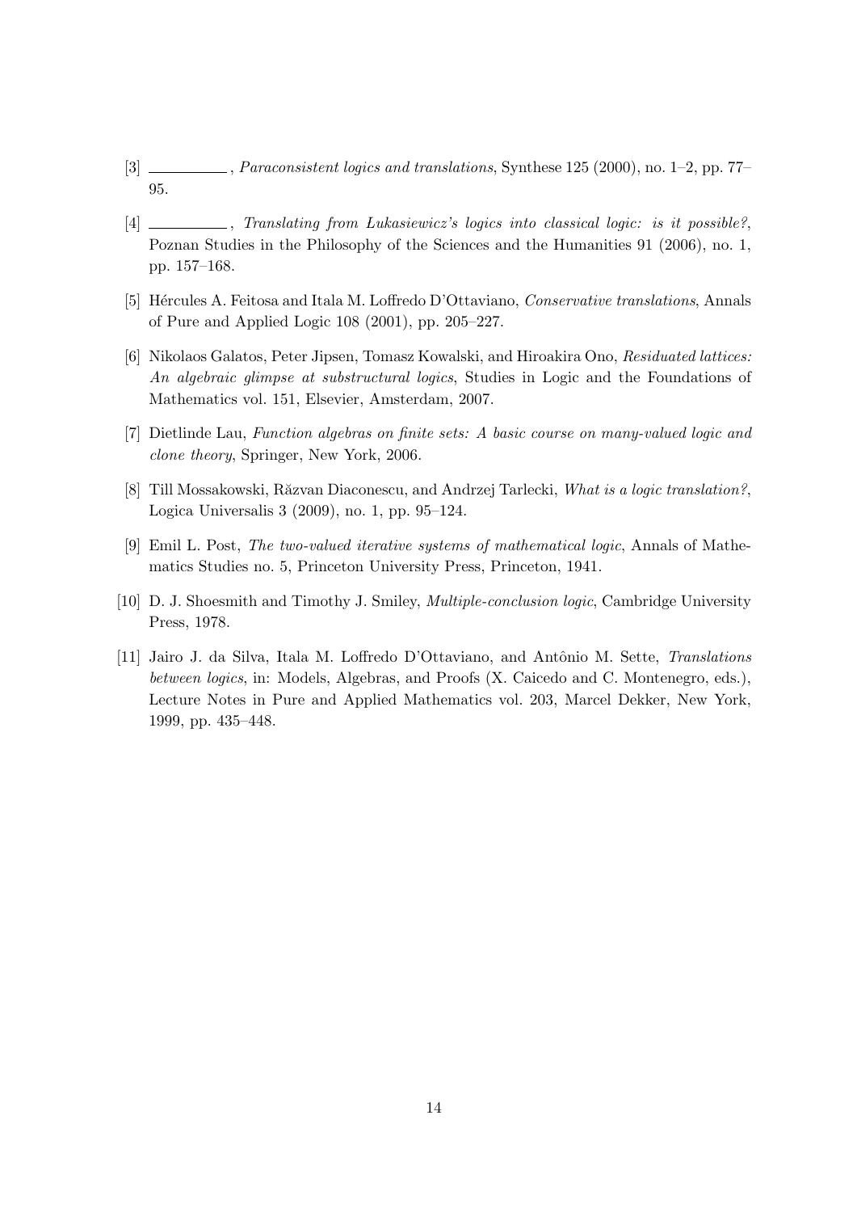[3] \_\_\_\_\_\_\_\_\_\_, *Paraconsistent logics and translations*, Synthese 125 (2000), no. 1–2, pp. 77–95.

[4] \_\_\_\_\_\_\_\_\_\_, *Translating from Łukasiewicz's logics into classical logic: is it possible?*, Poznan Studies in the Philosophy of the Sciences and the Humanities 91 (2006), no. 1, pp. 157–168.

[5] Hércules A. Feitosa and Itala M. Loffredo D'Ottaviano, *Conservative translations*, Annals of Pure and Applied Logic 108 (2001), pp. 205–227.

[6] Nikolaos Galatos, Peter Jipsen, Tomasz Kowalski, and Hiroakira Ono, *Residuated lattices: An algebraic glimpse at substructural logics*, Studies in Logic and the Foundations of Mathematics vol. 151, Elsevier, Amsterdam, 2007.

[7] Dietlinde Lau, *Function algebras on finite sets: A basic course on many-valued logic and clone theory*, Springer, New York, 2006.

[8] Till Mossakowski, Răzvan Diaconescu, and Andrzej Tarlecki, *What is a logic translation?*, Logica Universalis 3 (2009), no. 1, pp. 95–124.

[9] Emil L. Post, *The two-valued iterative systems of mathematical logic*, Annals of Mathematics Studies no. 5, Princeton University Press, Princeton, 1941.

[10] D. J. Shoesmith and Timothy J. Smiley, *Multiple-conclusion logic*, Cambridge University Press, 1978.

[11] Jairo J. da Silva, Itala M. Loffredo D'Ottaviano, and Antônio M. Sette, *Translations between logics*, in: Models, Algebras, and Proofs (X. Caicedo and C. Montenegro, eds.), Lecture Notes in Pure and Applied Mathematics vol. 203, Marcel Dekker, New York, 1999, pp. 435–448.